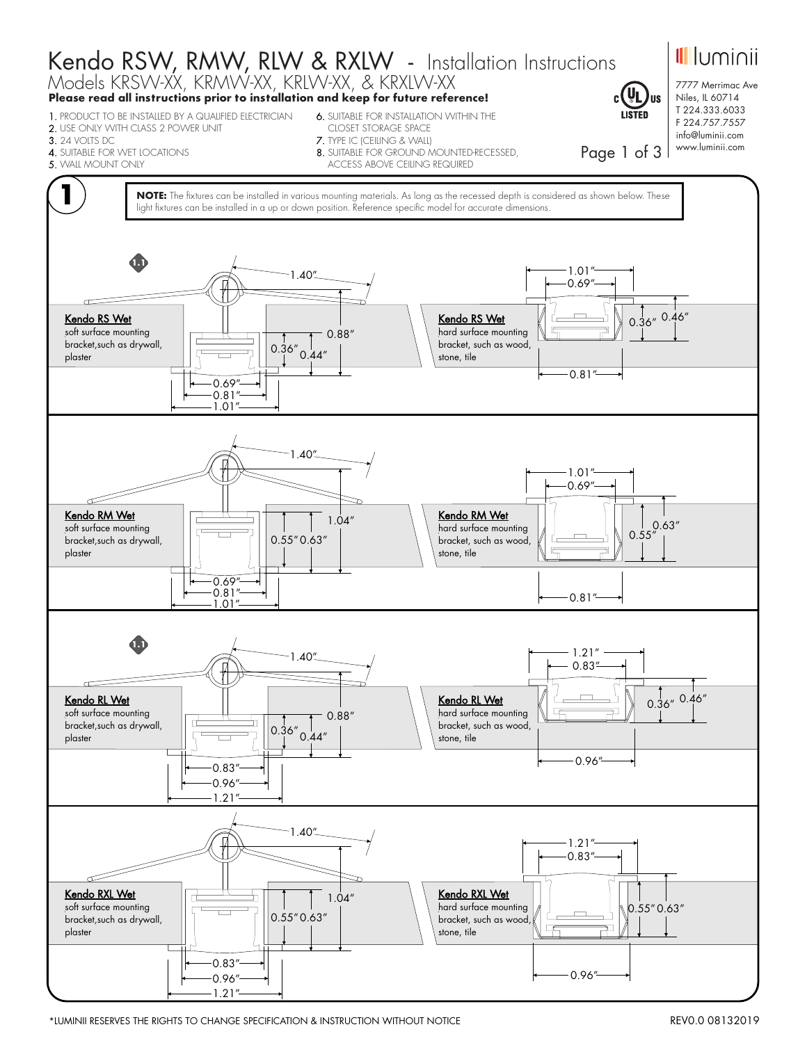# Kendo RSW, RMW, RLW & RXLW - Installation Instructions

## Models KRSW-XX, KRMW-XX, KRLW-XX, & KRXLW-XX

**Please read all instructions prior to installation and keep for future reference!**

luminii
7777 Merrimac Ave
Niles, IL 60714
T 224.333.6033
F 224.757.7557
info@luminii.com
www.luminii.com

1. PRODUCT TO BE INSTALLED BY A QUALIFIED ELECTRICIAN
2. USE ONLY WITH CLASS 2 POWER UNIT
3. 24 VOLTS DC
4. SUITABLE FOR WET LOCATIONS
5. WALL MOUNT ONLY
6. SUITABLE FOR INSTALLATION WITHIN THE CLOSET STORAGE SPACE
7. TYPE IC (CEILING & WALL)
8. SUITABLE FOR GROUND MOUNTED-RECESSED, ACCESS ABOVE CEILING REQUIRED

## 1

**NOTE:** The fixtures can be installed in various mounting materials. As long as the recessed depth is considered as shown below. These light fixtures can be installed in a up or down position. Reference specific model for accurate dimensions.

1.1

**Kendo RS Wet**
soft surface mounting bracket,such as drywall, plaster

1.40″ | 0.88″ | 0.36″ | 0.44″ | 0.69″ | 0.81″ | 1.01″

**Kendo RS Wet**
hard surface mounting bracket, such as wood, stone, tile

1.01″ | 0.69″ | 0.36″ | 0.46″ | 0.81″

**Kendo RM Wet**
soft surface mounting bracket,such as drywall, plaster

1.40″ | 1.04″ | 0.55″ | 0.63″ | 0.69″ | 0.81″ | 1.01″

**Kendo RM Wet**
hard surface mounting bracket, such as wood, stone, tile

1.01″ | 0.69″ | 0.55″ | 0.63″ | 0.81″

1.1

**Kendo RL Wet**
soft surface mounting bracket,such as drywall, plaster

1.40″ | 0.88″ | 0.36″ | 0.44″ | 0.83″ | 0.96″ | 1.21″

**Kendo RL Wet**
hard surface mounting bracket, such as wood, stone, tile

1.21″ | 0.83″ | 0.36″ | 0.46″ | 0.96″

**Kendo RXL Wet**
soft surface mounting bracket,such as drywall, plaster

1.40″ | 1.04″ | 0.55″ | 0.63″ | 0.83″ | 0.96″ | 1.21″

**Kendo RXL Wet**
hard surface mounting bracket, such as wood, stone, tile

1.21″ | 0.83″ | 0.55″ | 0.63″ | 0.96″

*LUMINII RESERVES THE RIGHTS TO CHANGE SPECIFICATION & INSTRUCTION WITHOUT NOTICE

REV0.0 08132019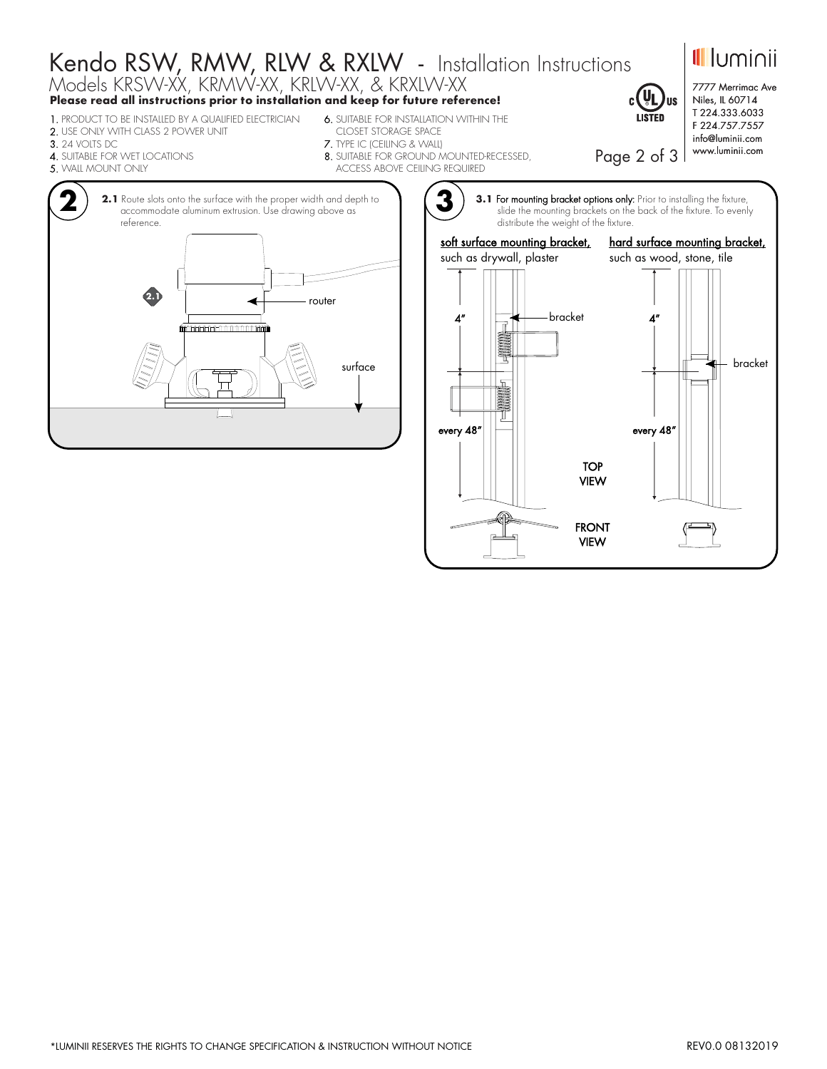# Kendo RSW, RMW, RLW & RXLW - Installation Instructions

## Models KRSW-XX, KRMW-XX, KRLW-XX, & KRXLW-XX

**Please read all instructions prior to installation and keep for future reference!**

1. PRODUCT TO BE INSTALLED BY A QUALIFIED ELECTRICIAN
2. USE ONLY WITH CLASS 2 POWER UNIT
3. 24 VOLTS DC
4. SUITABLE FOR WET LOCATIONS
5. WALL MOUNT ONLY
6. SUITABLE FOR INSTALLATION WITHIN THE CLOSET STORAGE SPACE
7. TYPE IC (CEILING & WALL)
8. SUITABLE FOR GROUND MOUNTED-RECESSED, ACCESS ABOVE CEILING REQUIRED

luminii
7777 Merrimac Ave
Niles, IL 60714
T 224.333.6033
F 224.757.7557
info@luminii.com
www.luminii.com

## 2

**2.1** Route slots onto the surface with the proper width and depth to accommodate aluminum extrusion. Use drawing above as reference.

2.1
router
surface

## 3

**3.1** For mounting bracket options only: Prior to installing the fixture, slide the mounting brackets on the back of the fixture. To evenly distribute the weight of the fixture.

soft surface mounting bracket, such as drywall, plaster

hard surface mounting bracket, such as wood, stone, tile

4"
bracket
every 48"

4"
bracket
every 48"

TOP VIEW

FRONT VIEW

*LUMINII RESERVES THE RIGHTS TO CHANGE SPECIFICATION & INSTRUCTION WITHOUT NOTICE

REV0.0 08132019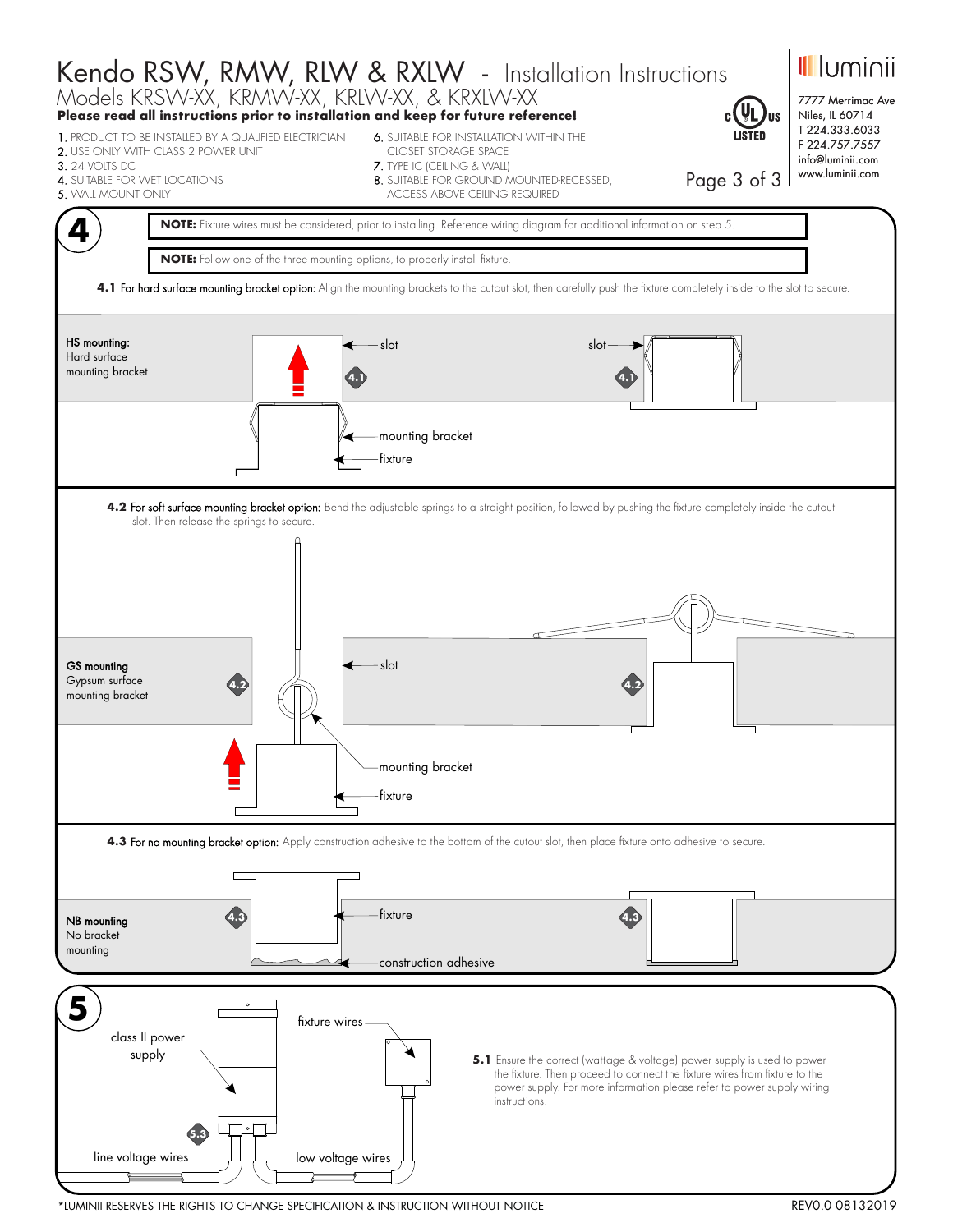# Kendo RSW, RMW, RLW & RXLW - Installation Instructions

Models KRSW-XX, KRMW-XX, KRLW-XX, & KRXLW-XX

**Please read all instructions prior to installation and keep for future reference!**

1. PRODUCT TO BE INSTALLED BY A QUALIFIED ELECTRICIAN
2. USE ONLY WITH CLASS 2 POWER UNIT
3. 24 VOLTS DC
4. SUITABLE FOR WET LOCATIONS
5. WALL MOUNT ONLY
6. SUITABLE FOR INSTALLATION WITHIN THE CLOSET STORAGE SPACE
7. TYPE IC (CEILING & WALL)
8. SUITABLE FOR GROUND MOUNTED-RECESSED, ACCESS ABOVE CEILING REQUIRED

c UL us LISTED

luminii
7777 Merrimac Ave
Niles, IL 60714
T 224.333.6033
F 224.757.7557
info@luminii.com
www.luminii.com

## 4

**NOTE:** Fixture wires must be considered, prior to installing. Reference wiring diagram for additional information on step 5.

**NOTE:** Follow one of the three mounting options, to properly install fixture.

**4.1** For hard surface mounting bracket option: Align the mounting brackets to the cutout slot, then carefully push the fixture completely inside to the slot to secure.

**HS mounting:**
Hard surface mounting bracket

slot
4.1
slot
4.1
mounting bracket
fixture

**4.2** For soft surface mounting bracket option: Bend the adjustable springs to a straight position, followed by pushing the fixture completely inside the cutout slot. Then release the springs to secure.

**GS mounting**
Gypsum surface mounting bracket

4.2
slot
4.2
mounting bracket
fixture

**4.3** For no mounting bracket option: Apply construction adhesive to the bottom of the cutout slot, then place fixture onto adhesive to secure.

**NB mounting**
No bracket mounting

4.3
fixture
4.3
construction adhesive

## 5

class II power supply
fixture wires
5.3
line voltage wires
low voltage wires

**5.1** Ensure the correct (wattage & voltage) power supply is used to power the fixture. Then proceed to connect the fixture wires from fixture to the power supply. For more information please refer to power supply wiring instructions.

*LUMINII RESERVES THE RIGHTS TO CHANGE SPECIFICATION & INSTRUCTION WITHOUT NOTICE

REV0.0 08132019